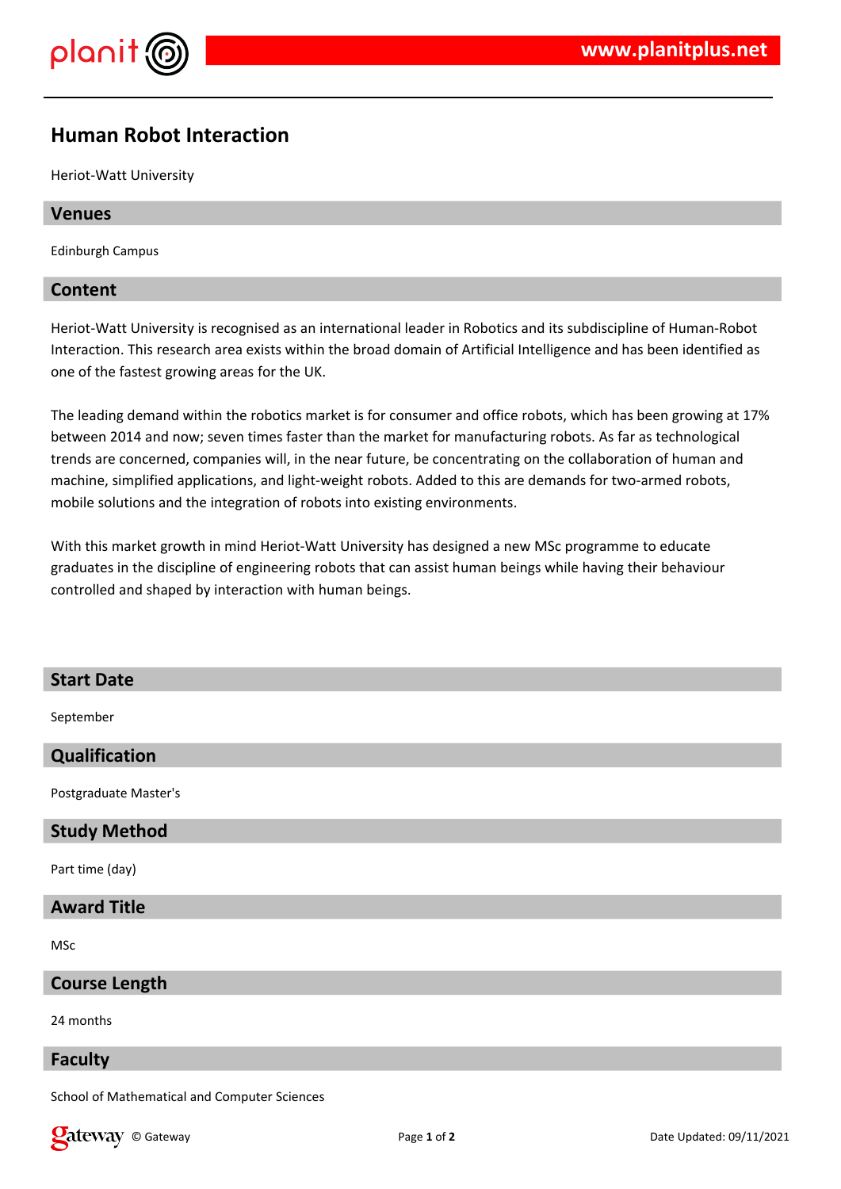# Human Robot Interaction

Heriot-Watt University

## Venues

Edinburgh Campus

## Content

Heriot-Watt University is recognised as an international leader in Robotics and its subdiscipline of Human-Robot Interaction. This research area exists within the broad domain of Artificial Intelligence and has been identified as one of the fastest growing areas for the UK.

The leading demand within the robotics market is for consumer and office robots, which has been growing at 17% between 2014 and now; seven times faster than the market for manufacturing robots. As far as technological trends are concerned, companies will, in the near future, be concentrating on the collaboration of human and machine, simplified applications, and light-weight robots. Added to this are demands for two-armed robots, mobile solutions and the integration of robots into existing environments.

With this market growth in mind Heriot-Watt University has designed a new MSc programme to educate graduates in the discipline of engineering robots that can assist human beings while having their behaviour controlled and shaped by interaction with human beings.

## Start Date

September

## Qualification

Postgraduate Master's

## Study Method

Part time (day)

## Award Title

MSc

## Course Length

24 months

## Faculty

School of Mathematical and Computer Sciences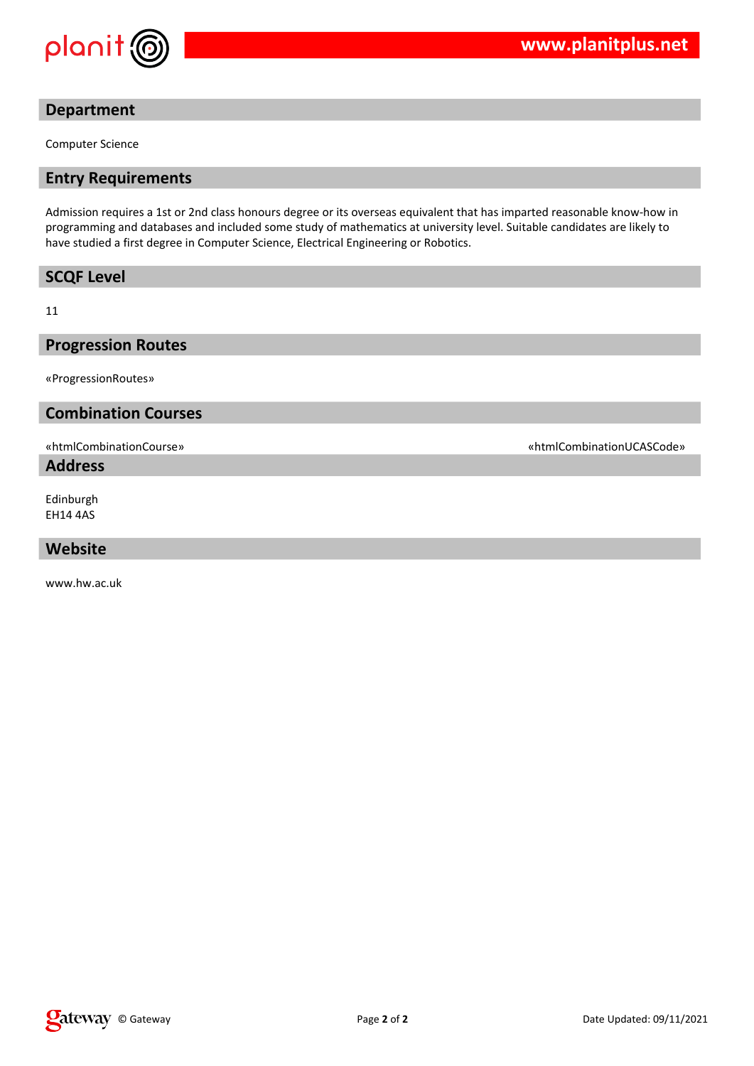## Department

Computer Science

## Entry Requirements

Admission requires a 1st or 2nd class honours degree or its overseas equivalent that has imparted reasonable know-how in programming and databases and included some study of mathematics at university level. Suitable candidates are likely to have studied a first degree in Computer Science, Electrical Engineering or Robotics.

## SCQF Level

11

## Progression Routes

«ProgressionRoutes»

## Combination Courses

«htmlCombinationCourse» «htmlCombinationUCASCode»

## Address

Edinburgh
EH14 4AS

## Website

www.hw.ac.uk